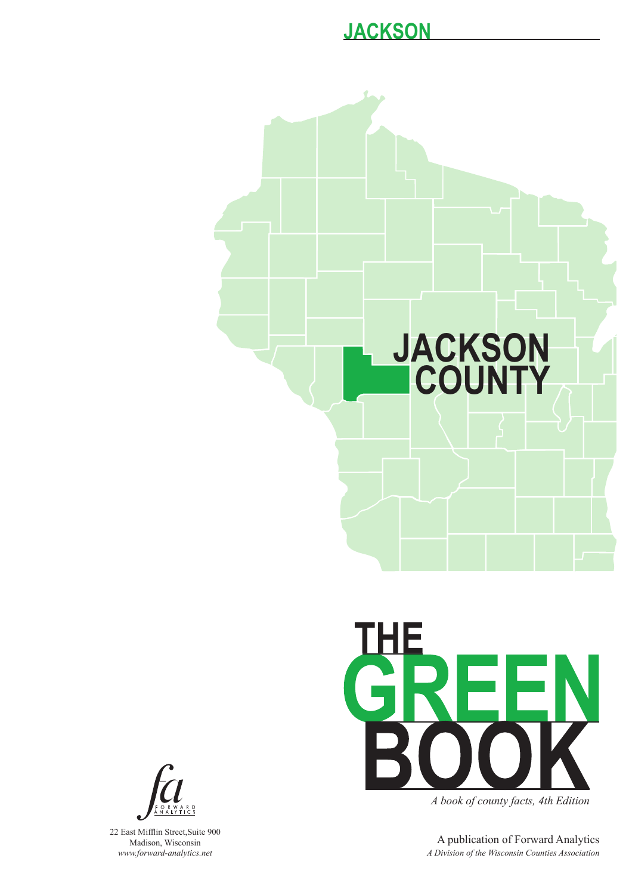# JACKSON

JACKSON COUNTY

# THE GREEN BOOK

*A book of county facts, 4th Edition*

A publication of Forward Analytics

*A Division of the Wisconsin Counties Association*

FORWARD ANALYTICS

22 East Mifflin Street,Suite 900
Madison, Wisconsin
*www.forward-analytics.net*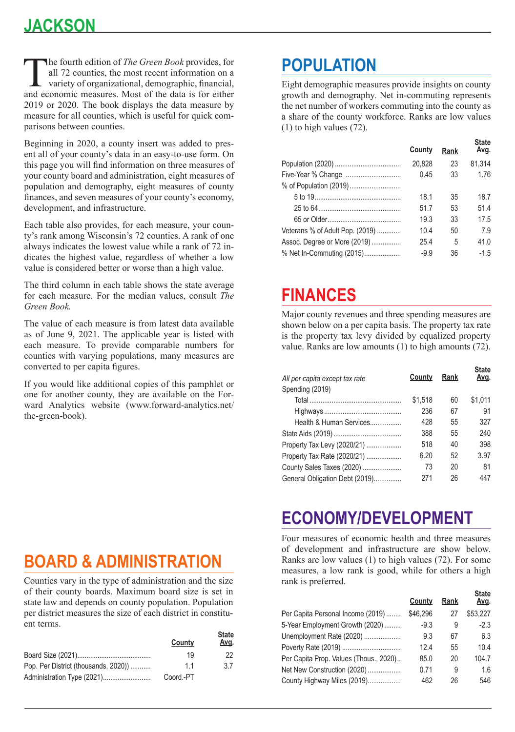# JACKSON

The fourth edition of *The Green Book* provides, for all 72 counties, the most recent information on a variety of organizational, demographic, financial, and economic measures. Most of the data is for either 2019 or 2020. The book displays the data measure by measure for all counties, which is useful for quick comparisons between counties.

Beginning in 2020, a county insert was added to present all of your county's data in an easy-to-use form. On this page you will find information on three measures of your county board and administration, eight measures of population and demography, eight measures of county finances, and seven measures of your county's economy, development, and infrastructure.

Each table also provides, for each measure, your county's rank among Wisconsin's 72 counties. A rank of one always indicates the lowest value while a rank of 72 indicates the highest value, regardless of whether a low value is considered better or worse than a high value.

The third column in each table shows the state average for each measure. For the median values, consult *The Green Book.*

The value of each measure is from latest data available as of June 9, 2021. The applicable year is listed with each measure. To provide comparable numbers for counties with varying populations, many measures are converted to per capita figures.

If you would like additional copies of this pamphlet or one for another county, they are available on the Forward Analytics website (www.forward-analytics.net/the-green-book).

## BOARD & ADMINISTRATION

Counties vary in the type of administration and the size of their county boards. Maximum board size is set in state law and depends on county population. Population per district measures the size of each district in constituent terms.

| | County | State Avg. |
|---|---|---|
| Board Size (2021) | 19 | 22 |
| Pop. Per District (thousands, 2020)) | 1.1 | 3.7 |
| Administration Type (2021) | Coord.-PT | |

## POPULATION

Eight demographic measures provide insights on county growth and demography. Net in-commuting represents the net number of workers commuting into the county as a share of the county workforce. Ranks are low values (1) to high values (72).

| | County | Rank | State Avg. |
|---|---|---|---|
| Population (2020) | 20,828 | 23 | 81,314 |
| Five-Year % Change | 0.45 | 33 | 1.76 |
| % of Population (2019) | | | |
| 5 to 19 | 18.1 | 35 | 18.7 |
| 25 to 64 | 51.7 | 53 | 51.4 |
| 65 or Older | 19.3 | 33 | 17.5 |
| Veterans % of Adult Pop. (2019) | 10.4 | 50 | 7.9 |
| Assoc. Degree or More (2019) | 25.4 | 5 | 41.0 |
| % Net In-Commuting (2015) | -9.9 | 36 | -1.5 |

## FINANCES

Major county revenues and three spending measures are shown below on a per capita basis. The property tax rate is the property tax levy divided by equalized property value. Ranks are low amounts (1) to high amounts (72).

| *All per capita except tax rate* | County | Rank | State Avg. |
|---|---|---|---|
| Spending (2019) | | | |
| Total | $1,518 | 60 | $1,011 |
| Highways | 236 | 67 | 91 |
| Health & Human Services | 428 | 55 | 327 |
| State Aids (2019) | 388 | 55 | 240 |
| Property Tax Levy (2020/21) | 518 | 40 | 398 |
| Property Tax Rate (2020/21) | 6.20 | 52 | 3.97 |
| County Sales Taxes (2020) | 73 | 20 | 81 |
| General Obligation Debt (2019) | 271 | 26 | 447 |

## ECONOMY/DEVELOPMENT

Four measures of economic health and three measures of development and infrastructure are show below. Ranks are low values (1) to high values (72). For some measures, a low rank is good, while for others a high rank is preferred.

| | County | Rank | State Avg. |
|---|---|---|---|
| Per Capita Personal Income (2019) | $46,296 | 27 | $53,227 |
| 5-Year Employment Growth (2020) | -9.3 | 9 | -2.3 |
| Unemployment Rate (2020) | 9.3 | 67 | 6.3 |
| Poverty Rate (2019) | 12.4 | 55 | 10.4 |
| Per Capita Prop. Values (Thous., 2020) | 85.0 | 20 | 104.7 |
| Net New Construction (2020) | 0.71 | 9 | 1.6 |
| County Highway Miles (2019) | 462 | 26 | 546 |